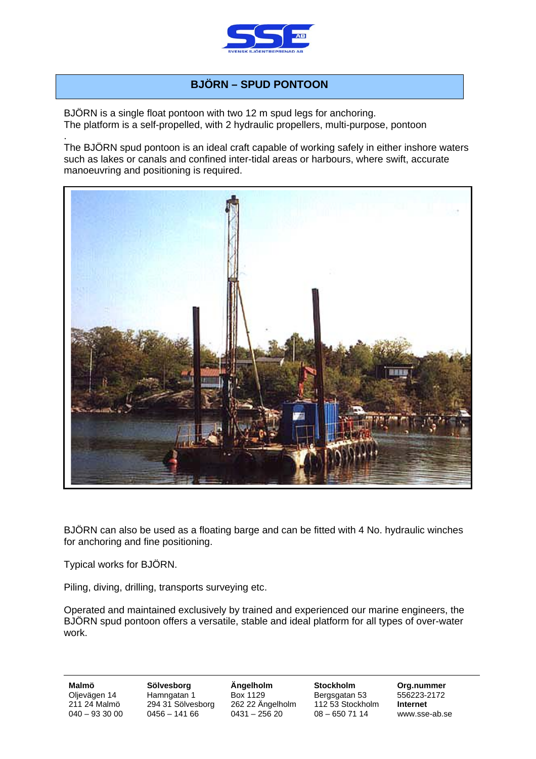# BJÖRN – SPUD PONTOON

BJÖRN is a single float pontoon with two 12 m spud legs for anchoring.
The platform is a self-propelled, with 2 hydraulic propellers, multi-purpose, pontoon
.
The BJÖRN spud pontoon is an ideal craft capable of working safely in either inshore waters such as lakes or canals and confined inter-tidal areas or harbours, where swift, accurate manoeuvring and positioning is required.

BJÖRN can also be used as a floating barge and can be fitted with 4 No. hydraulic winches for anchoring and fine positioning.

Typical works for BJÖRN.

Piling, diving, drilling, transports surveying etc.

Operated and maintained exclusively by trained and experienced our marine engineers, the BJÖRN spud pontoon offers a versatile, stable and ideal platform for all types of over-water work.

| **Malmö** | **Sölvesborg** | **Ängelholm** | **Stockholm** | **Org.nummer** |
|---|---|---|---|---|
| Oljevägen 14 | Hamngatan 1 | Box 1129 | Bergsgatan 53 | 556223-2172 |
| 211 24 Malmö | 294 31 Sölvesborg | 262 22 Ängelholm | 112 53 Stockholm | **Internet** |
| 040 – 93 30 00 | 0456 – 141 66 | 0431 – 256 20 | 08 – 650 71 14 | www.sse-ab.se |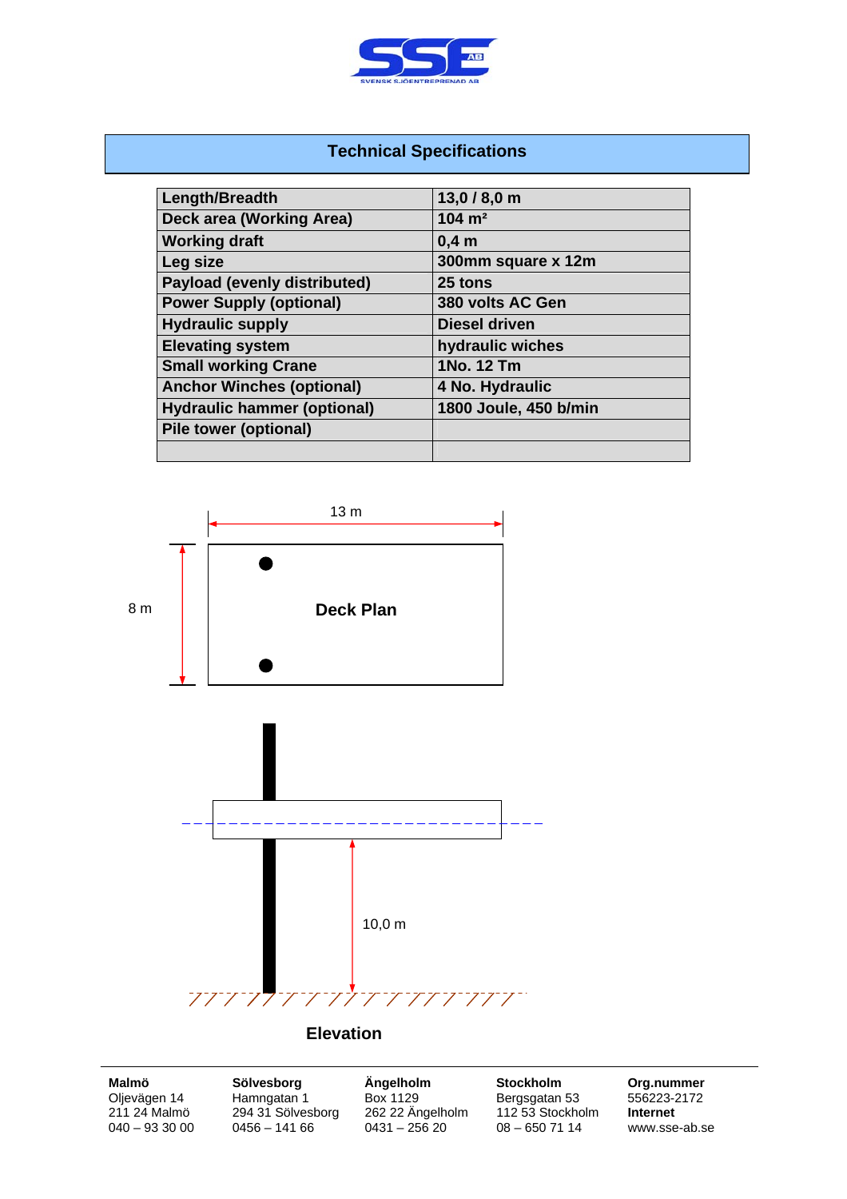SSE AB
SVENSK SJÖENTREPRENAD AB

## Technical Specifications

| | |
|---|---|
| Length/Breadth | 13,0 / 8,0 m |
| Deck area (Working Area) | 104 m² |
| Working draft | 0,4 m |
| Leg size | 300mm square x 12m |
| Payload (evenly distributed) | 25 tons |
| Power Supply (optional) | 380 volts AC Gen |
| Hydraulic supply | Diesel driven |
| Elevating system | hydraulic wiches |
| Small working Crane | 1No. 12 Tm |
| Anchor Winches (optional) | 4 No. Hydraulic |
| Hydraulic hammer (optional) | 1800 Joule, 450 b/min |
| Pile tower (optional) | |
| | |

13 m

8 m

Deck Plan

10,0 m

Elevation

**Malmö**
Oljevägen 14
211 24 Malmö
040 – 93 30 00

**Sölvesborg**
Hamngatan 1
294 31 Sölvesborg
0456 – 141 66

**Ängelholm**
Box 1129
262 22 Ängelholm
0431 – 256 20

**Stockholm**
Bergsgatan 53
112 53 Stockholm
08 – 650 71 14

**Org.nummer**
556223-2172
**Internet**
www.sse-ab.se